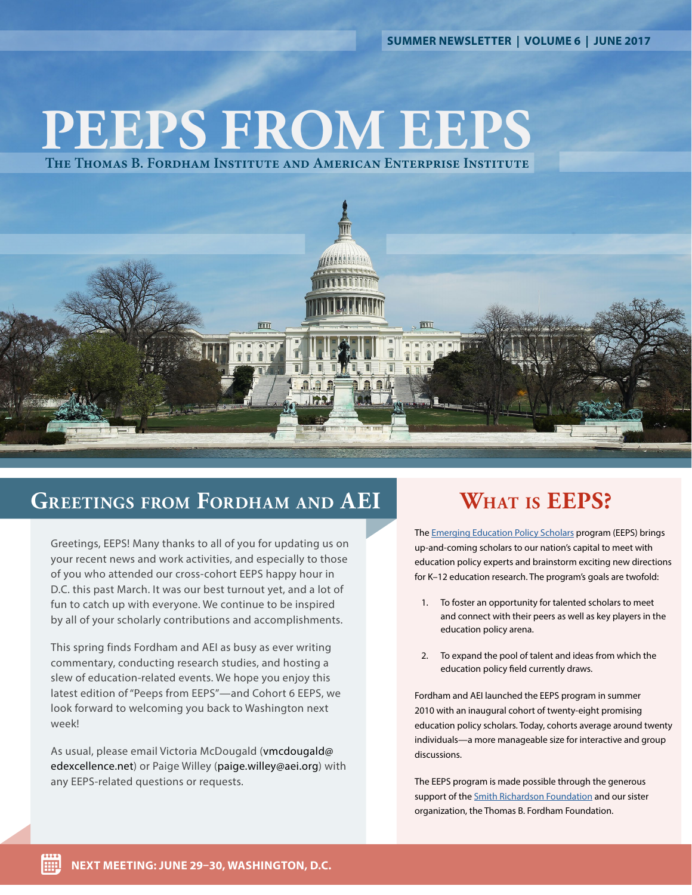SUMMER NEWSLETTER | VOLUME 6 | JUNE 2017

# PEEPS FROM EEPS

THE THOMAS B. FORDHAM INSTITUTE AND AMERICAN ENTERPRISE INSTITUTE

## Greetings from Fordham and AEI

Greetings, EEPS! Many thanks to all of you for updating us on your recent news and work activities, and especially to those of you who attended our cross-cohort EEPS happy hour in D.C. this past March. It was our best turnout yet, and a lot of fun to catch up with everyone. We continue to be inspired by all of your scholarly contributions and accomplishments.

This spring finds Fordham and AEI as busy as ever writing commentary, conducting research studies, and hosting a slew of education-related events. We hope you enjoy this latest edition of "Peeps from EEPS"—and Cohort 6 EEPS, we look forward to welcoming you back to Washington next week!

As usual, please email Victoria McDougald (vmcdougald@edexcellence.net) or Paige Willey (paige.willey@aei.org) with any EEPS-related questions or requests.

## What is EEPS?

The Emerging Education Policy Scholars program (EEPS) brings up-and-coming scholars to our nation's capital to meet with education policy experts and brainstorm exciting new directions for K–12 education research. The program's goals are twofold:

1. To foster an opportunity for talented scholars to meet and connect with their peers as well as key players in the education policy arena.
2. To expand the pool of talent and ideas from which the education policy field currently draws.

Fordham and AEI launched the EEPS program in summer 2010 with an inaugural cohort of twenty-eight promising education policy scholars. Today, cohorts average around twenty individuals—a more manageable size for interactive and group discussions.

The EEPS program is made possible through the generous support of the Smith Richardson Foundation and our sister organization, the Thomas B. Fordham Foundation.

**NEXT MEETING: JUNE 29–30, WASHINGTON, D.C.**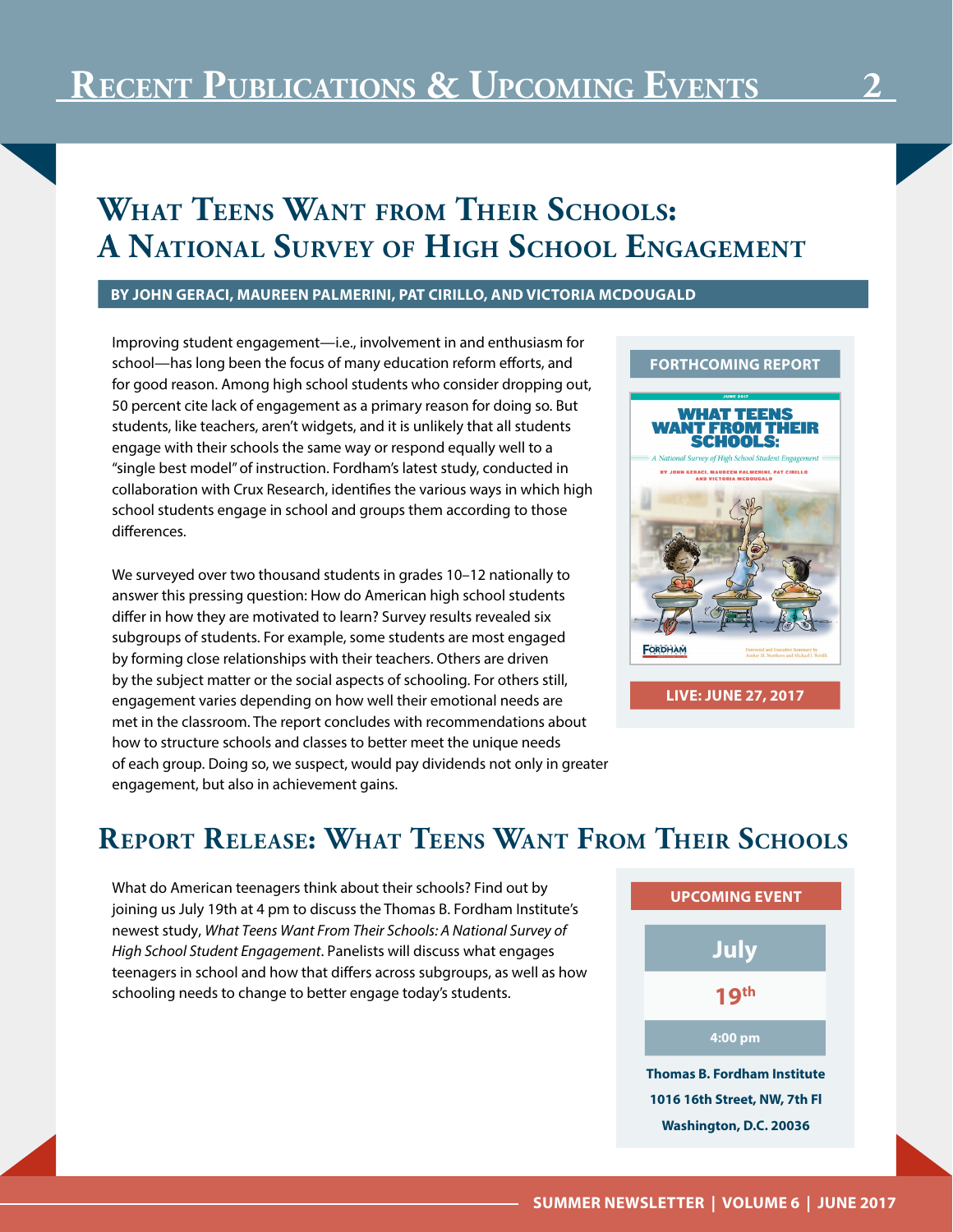# Recent Publications & Upcoming Events

## What Teens Want from Their Schools: A National Survey of High School Engagement

**BY JOHN GERACI, MAUREEN PALMERINI, PAT CIRILLO, AND VICTORIA MCDOUGALD**

Improving student engagement—i.e., involvement in and enthusiasm for school—has long been the focus of many education reform efforts, and for good reason. Among high school students who consider dropping out, 50 percent cite lack of engagement as a primary reason for doing so. But students, like teachers, aren't widgets, and it is unlikely that all students engage with their schools the same way or respond equally well to a "single best model" of instruction. Fordham's latest study, conducted in collaboration with Crux Research, identifies the various ways in which high school students engage in school and groups them according to those differences.

We surveyed over two thousand students in grades 10–12 nationally to answer this pressing question: How do American high school students differ in how they are motivated to learn? Survey results revealed six subgroups of students. For example, some students are most engaged by forming close relationships with their teachers. Others are driven by the subject matter or the social aspects of schooling. For others still, engagement varies depending on how well their emotional needs are met in the classroom. The report concludes with recommendations about how to structure schools and classes to better meet the unique needs of each group. Doing so, we suspect, would pay dividends not only in greater engagement, but also in achievement gains.

**FORTHCOMING REPORT**

**LIVE: JUNE 27, 2017**

## Report Release: What Teens Want From Their Schools

What do American teenagers think about their schools? Find out by joining us July 19th at 4 pm to discuss the Thomas B. Fordham Institute's newest study, *What Teens Want From Their Schools: A National Survey of High School Student Engagement*. Panelists will discuss what engages teenagers in school and how that differs across subgroups, as well as how schooling needs to change to better engage today's students.

**UPCOMING EVENT**

**July**

**19th**

**4:00 pm**

**Thomas B. Fordham Institute**
**1016 16th Street, NW, 7th Fl**
**Washington, D.C. 20036**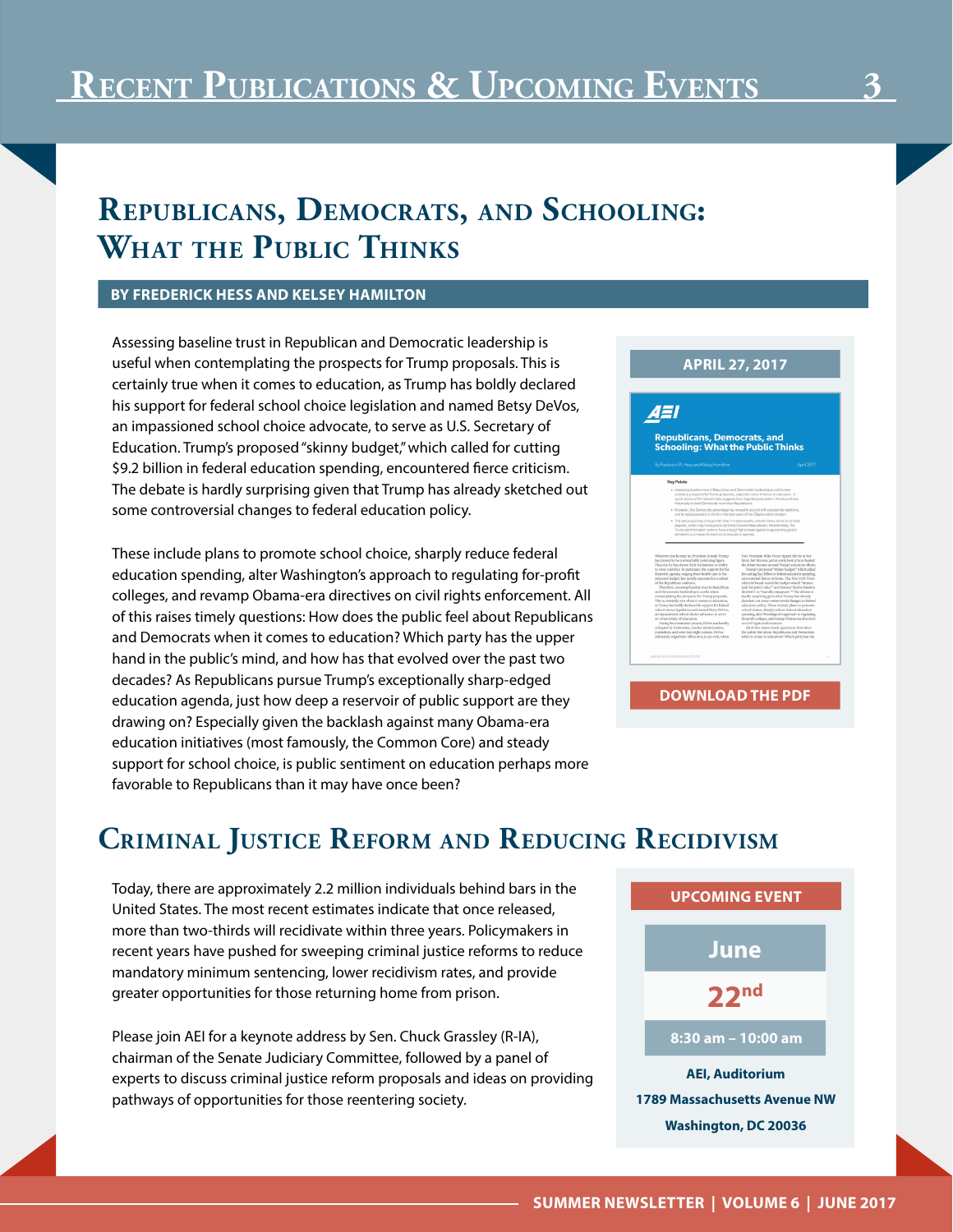# Recent Publications & Upcoming Events

## Republicans, Democrats, and Schooling: What the Public Thinks

**BY FREDERICK HESS AND KELSEY HAMILTON**

Assessing baseline trust in Republican and Democratic leadership is useful when contemplating the prospects for Trump proposals. This is certainly true when it comes to education, as Trump has boldly declared his support for federal school choice legislation and named Betsy DeVos, an impassioned school choice advocate, to serve as U.S. Secretary of Education. Trump's proposed "skinny budget," which called for cutting $9.2 billion in federal education spending, encountered fierce criticism. The debate is hardly surprising given that Trump has already sketched out some controversial changes to federal education policy.

These include plans to promote school choice, sharply reduce federal education spending, alter Washington's approach to regulating for-profit colleges, and revamp Obama-era directives on civil rights enforcement. All of this raises timely questions: How does the public feel about Republicans and Democrats when it comes to education? Which party has the upper hand in the public's mind, and how has that evolved over the past two decades? As Republicans pursue Trump's exceptionally sharp-edged education agenda, just how deep a reservoir of public support are they drawing on? Especially given the backlash against many Obama-era education initiatives (most famously, the Common Core) and steady support for school choice, is public sentiment on education perhaps more favorable to Republicans than it may have once been?

**APRIL 27, 2017**

**DOWNLOAD THE PDF**

## Criminal Justice Reform and Reducing Recidivism

Today, there are approximately 2.2 million individuals behind bars in the United States. The most recent estimates indicate that once released, more than two-thirds will recidivate within three years. Policymakers in recent years have pushed for sweeping criminal justice reforms to reduce mandatory minimum sentencing, lower recidivism rates, and provide greater opportunities for those returning home from prison.

Please join AEI for a keynote address by Sen. Chuck Grassley (R-IA), chairman of the Senate Judiciary Committee, followed by a panel of experts to discuss criminal justice reform proposals and ideas on providing pathways of opportunities for those reentering society.

**UPCOMING EVENT**

**June 22nd**

**8:30 am – 10:00 am**

**AEI, Auditorium**
**1789 Massachusetts Avenue NW**
**Washington, DC 20036**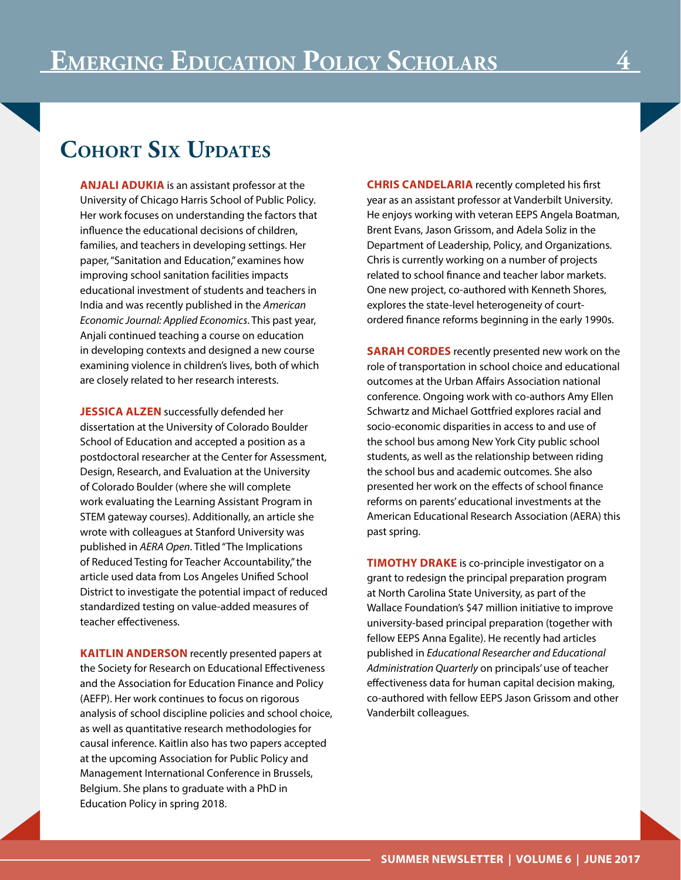## Cohort Six Updates

**ANJALI ADUKIA** is an assistant professor at the University of Chicago Harris School of Public Policy. Her work focuses on understanding the factors that influence the educational decisions of children, families, and teachers in developing settings. Her paper, "Sanitation and Education," examines how improving school sanitation facilities impacts educational investment of students and teachers in India and was recently published in the *American Economic Journal: Applied Economics*. This past year, Anjali continued teaching a course on education in developing contexts and designed a new course examining violence in children's lives, both of which are closely related to her research interests.

**JESSICA ALZEN** successfully defended her dissertation at the University of Colorado Boulder School of Education and accepted a position as a postdoctoral researcher at the Center for Assessment, Design, Research, and Evaluation at the University of Colorado Boulder (where she will complete work evaluating the Learning Assistant Program in STEM gateway courses). Additionally, an article she wrote with colleagues at Stanford University was published in *AERA Open*. Titled "The Implications of Reduced Testing for Teacher Accountability," the article used data from Los Angeles Unified School District to investigate the potential impact of reduced standardized testing on value-added measures of teacher effectiveness.

**KAITLIN ANDERSON** recently presented papers at the Society for Research on Educational Effectiveness and the Association for Education Finance and Policy (AEFP). Her work continues to focus on rigorous analysis of school discipline policies and school choice, as well as quantitative research methodologies for causal inference. Kaitlin also has two papers accepted at the upcoming Association for Public Policy and Management International Conference in Brussels, Belgium. She plans to graduate with a PhD in Education Policy in spring 2018.

**CHRIS CANDELARIA** recently completed his first year as an assistant professor at Vanderbilt University. He enjoys working with veteran EEPS Angela Boatman, Brent Evans, Jason Grissom, and Adela Soliz in the Department of Leadership, Policy, and Organizations. Chris is currently working on a number of projects related to school finance and teacher labor markets. One new project, co-authored with Kenneth Shores, explores the state-level heterogeneity of court-ordered finance reforms beginning in the early 1990s.

**SARAH CORDES** recently presented new work on the role of transportation in school choice and educational outcomes at the Urban Affairs Association national conference. Ongoing work with co-authors Amy Ellen Schwartz and Michael Gottfried explores racial and socio-economic disparities in access to and use of the school bus among New York City public school students, as well as the relationship between riding the school bus and academic outcomes. She also presented her work on the effects of school finance reforms on parents' educational investments at the American Educational Research Association (AERA) this past spring.

**TIMOTHY DRAKE** is co-principle investigator on a grant to redesign the principal preparation program at North Carolina State University, as part of the Wallace Foundation's $47 million initiative to improve university-based principal preparation (together with fellow EEPS Anna Egalite). He recently had articles published in *Educational Researcher and Educational Administration Quarterly* on principals' use of teacher effectiveness data for human capital decision making, co-authored with fellow EEPS Jason Grissom and other Vanderbilt colleagues.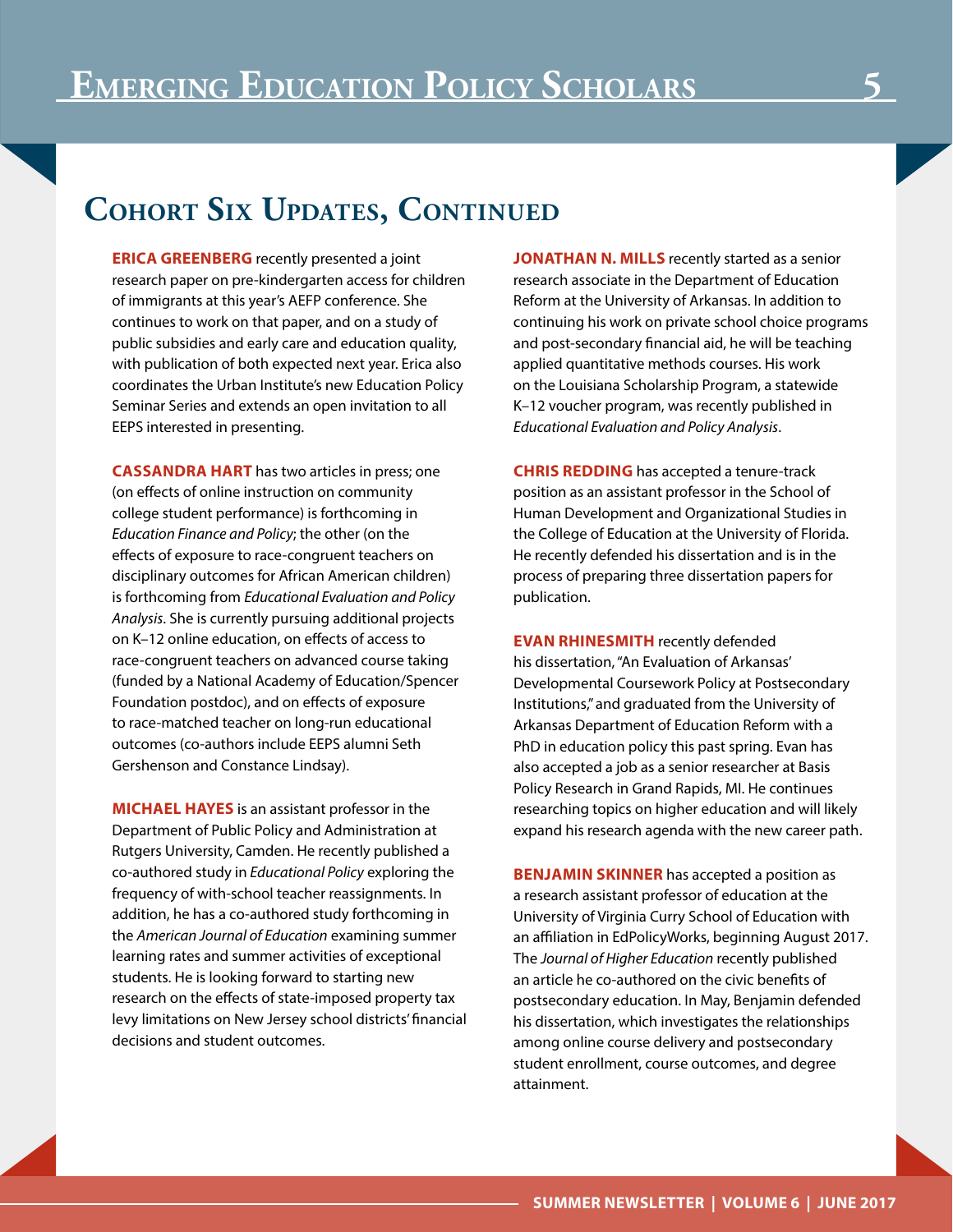## Cohort Six Updates, Continued

**ERICA GREENBERG** recently presented a joint research paper on pre-kindergarten access for children of immigrants at this year's AEFP conference. She continues to work on that paper, and on a study of public subsidies and early care and education quality, with publication of both expected next year. Erica also coordinates the Urban Institute's new Education Policy Seminar Series and extends an open invitation to all EEPS interested in presenting.

**CASSANDRA HART** has two articles in press; one (on effects of online instruction on community college student performance) is forthcoming in *Education Finance and Policy*; the other (on the effects of exposure to race-congruent teachers on disciplinary outcomes for African American children) is forthcoming from *Educational Evaluation and Policy Analysis*. She is currently pursuing additional projects on K–12 online education, on effects of access to race-congruent teachers on advanced course taking (funded by a National Academy of Education/Spencer Foundation postdoc), and on effects of exposure to race-matched teacher on long-run educational outcomes (co-authors include EEPS alumni Seth Gershenson and Constance Lindsay).

**MICHAEL HAYES** is an assistant professor in the Department of Public Policy and Administration at Rutgers University, Camden. He recently published a co-authored study in *Educational Policy* exploring the frequency of with-school teacher reassignments. In addition, he has a co-authored study forthcoming in the *American Journal of Education* examining summer learning rates and summer activities of exceptional students. He is looking forward to starting new research on the effects of state-imposed property tax levy limitations on New Jersey school districts' financial decisions and student outcomes.

**JONATHAN N. MILLS** recently started as a senior research associate in the Department of Education Reform at the University of Arkansas. In addition to continuing his work on private school choice programs and post-secondary financial aid, he will be teaching applied quantitative methods courses. His work on the Louisiana Scholarship Program, a statewide K–12 voucher program, was recently published in *Educational Evaluation and Policy Analysis*.

**CHRIS REDDING** has accepted a tenure-track position as an assistant professor in the School of Human Development and Organizational Studies in the College of Education at the University of Florida. He recently defended his dissertation and is in the process of preparing three dissertation papers for publication.

**EVAN RHINESMITH** recently defended his dissertation, "An Evaluation of Arkansas' Developmental Coursework Policy at Postsecondary Institutions," and graduated from the University of Arkansas Department of Education Reform with a PhD in education policy this past spring. Evan has also accepted a job as a senior researcher at Basis Policy Research in Grand Rapids, MI. He continues researching topics on higher education and will likely expand his research agenda with the new career path.

**BENJAMIN SKINNER** has accepted a position as a research assistant professor of education at the University of Virginia Curry School of Education with an affiliation in EdPolicyWorks, beginning August 2017. The *Journal of Higher Education* recently published an article he co-authored on the civic benefits of postsecondary education. In May, Benjamin defended his dissertation, which investigates the relationships among online course delivery and postsecondary student enrollment, course outcomes, and degree attainment.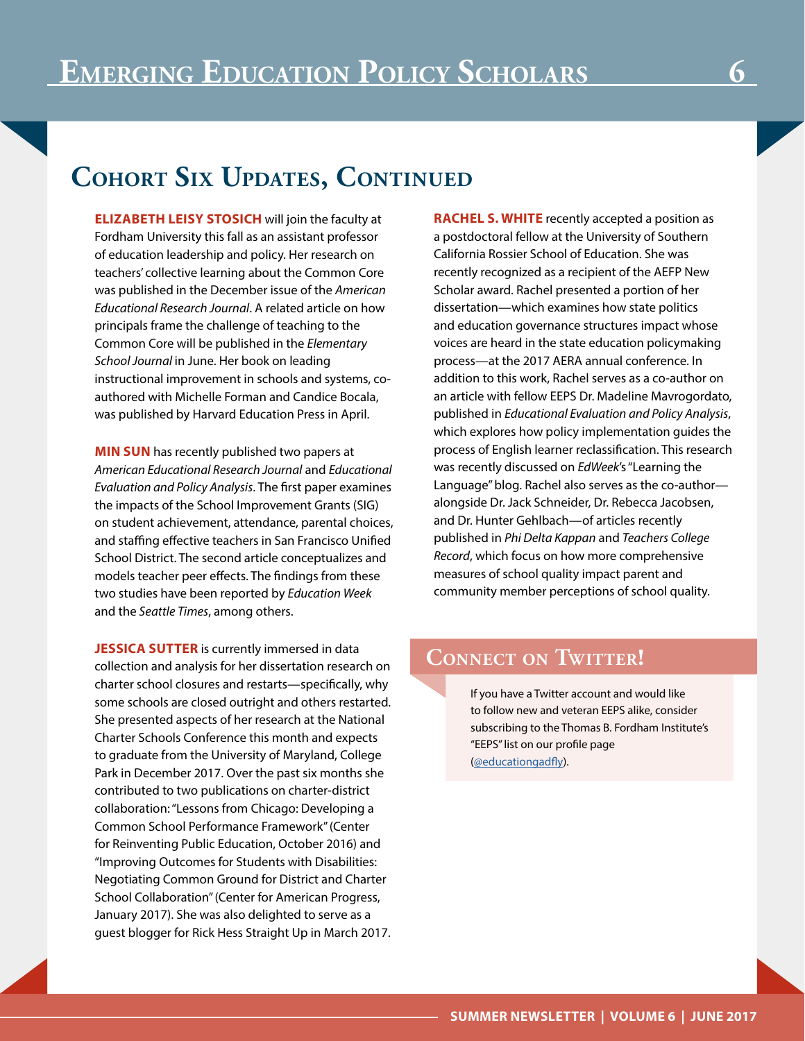## Cohort Six Updates, Continued

**ELIZABETH LEISY STOSICH** will join the faculty at Fordham University this fall as an assistant professor of education leadership and policy. Her research on teachers' collective learning about the Common Core was published in the December issue of the *American Educational Research Journal*. A related article on how principals frame the challenge of teaching to the Common Core will be published in the *Elementary School Journal* in June. Her book on leading instructional improvement in schools and systems, co-authored with Michelle Forman and Candice Bocala, was published by Harvard Education Press in April.

**MIN SUN** has recently published two papers at *American Educational Research Journal* and *Educational Evaluation and Policy Analysis*. The first paper examines the impacts of the School Improvement Grants (SIG) on student achievement, attendance, parental choices, and staffing effective teachers in San Francisco Unified School District. The second article conceptualizes and models teacher peer effects. The findings from these two studies have been reported by *Education Week* and the *Seattle Times*, among others.

**JESSICA SUTTER** is currently immersed in data collection and analysis for her dissertation research on charter school closures and restarts—specifically, why some schools are closed outright and others restarted. She presented aspects of her research at the National Charter Schools Conference this month and expects to graduate from the University of Maryland, College Park in December 2017. Over the past six months she contributed to two publications on charter-district collaboration: "Lessons from Chicago: Developing a Common School Performance Framework" (Center for Reinventing Public Education, October 2016) and "Improving Outcomes for Students with Disabilities: Negotiating Common Ground for District and Charter School Collaboration" (Center for American Progress, January 2017). She was also delighted to serve as a guest blogger for Rick Hess Straight Up in March 2017.

**RACHEL S. WHITE** recently accepted a position as a postdoctoral fellow at the University of Southern California Rossier School of Education. She was recently recognized as a recipient of the AEFP New Scholar award. Rachel presented a portion of her dissertation—which examines how state politics and education governance structures impact whose voices are heard in the state education policymaking process—at the 2017 AERA annual conference. In addition to this work, Rachel serves as a co-author on an article with fellow EEPS Dr. Madeline Mavrogordato, published in *Educational Evaluation and Policy Analysis*, which explores how policy implementation guides the process of English learner reclassification. This research was recently discussed on *EdWeek*'s "Learning the Language" blog. Rachel also serves as the co-author—alongside Dr. Jack Schneider, Dr. Rebecca Jacobsen, and Dr. Hunter Gehlbach—of articles recently published in *Phi Delta Kappan* and *Teachers College Record*, which focus on how more comprehensive measures of school quality impact parent and community member perceptions of school quality.

## Connect on Twitter!

If you have a Twitter account and would like to follow new and veteran EEPS alike, consider subscribing to the Thomas B. Fordham Institute's "EEPS" list on our profile page (@educationgadfly).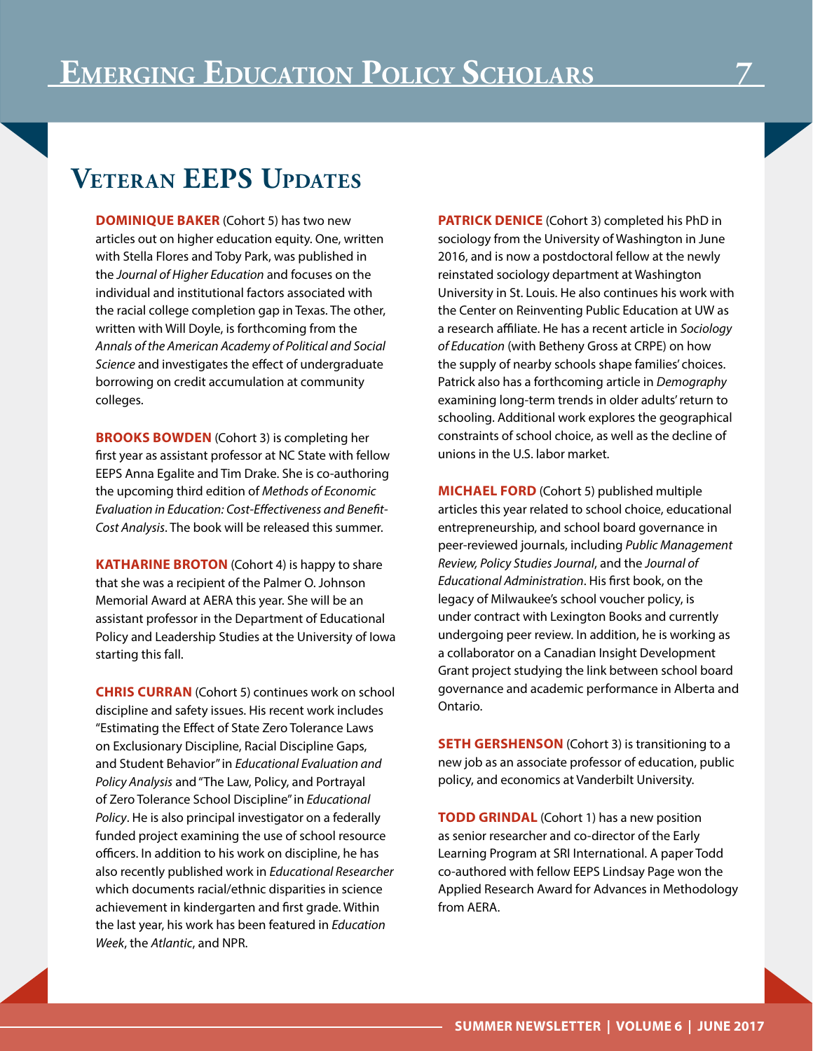# Veteran EEPS Updates

**DOMINIQUE BAKER** (Cohort 5) has two new articles out on higher education equity. One, written with Stella Flores and Toby Park, was published in the *Journal of Higher Education* and focuses on the individual and institutional factors associated with the racial college completion gap in Texas. The other, written with Will Doyle, is forthcoming from the *Annals of the American Academy of Political and Social Science* and investigates the effect of undergraduate borrowing on credit accumulation at community colleges.

**BROOKS BOWDEN** (Cohort 3) is completing her first year as assistant professor at NC State with fellow EEPS Anna Egalite and Tim Drake. She is co-authoring the upcoming third edition of *Methods of Economic Evaluation in Education: Cost-Effectiveness and Benefit-Cost Analysis*. The book will be released this summer.

**KATHARINE BROTON** (Cohort 4) is happy to share that she was a recipient of the Palmer O. Johnson Memorial Award at AERA this year. She will be an assistant professor in the Department of Educational Policy and Leadership Studies at the University of Iowa starting this fall.

**CHRIS CURRAN** (Cohort 5) continues work on school discipline and safety issues. His recent work includes "Estimating the Effect of State Zero Tolerance Laws on Exclusionary Discipline, Racial Discipline Gaps, and Student Behavior" in *Educational Evaluation and Policy Analysis* and "The Law, Policy, and Portrayal of Zero Tolerance School Discipline" in *Educational Policy*. He is also principal investigator on a federally funded project examining the use of school resource officers. In addition to his work on discipline, he has also recently published work in *Educational Researcher* which documents racial/ethnic disparities in science achievement in kindergarten and first grade. Within the last year, his work has been featured in *Education Week*, the *Atlantic*, and NPR.

**PATRICK DENICE** (Cohort 3) completed his PhD in sociology from the University of Washington in June 2016, and is now a postdoctoral fellow at the newly reinstated sociology department at Washington University in St. Louis. He also continues his work with the Center on Reinventing Public Education at UW as a research affiliate. He has a recent article in *Sociology of Education* (with Betheny Gross at CRPE) on how the supply of nearby schools shape families' choices. Patrick also has a forthcoming article in *Demography* examining long-term trends in older adults' return to schooling. Additional work explores the geographical constraints of school choice, as well as the decline of unions in the U.S. labor market.

**MICHAEL FORD** (Cohort 5) published multiple articles this year related to school choice, educational entrepreneurship, and school board governance in peer-reviewed journals, including *Public Management Review, Policy Studies Journal*, and the *Journal of Educational Administration*. His first book, on the legacy of Milwaukee's school voucher policy, is under contract with Lexington Books and currently undergoing peer review. In addition, he is working as a collaborator on a Canadian Insight Development Grant project studying the link between school board governance and academic performance in Alberta and Ontario.

**SETH GERSHENSON** (Cohort 3) is transitioning to a new job as an associate professor of education, public policy, and economics at Vanderbilt University.

**TODD GRINDAL** (Cohort 1) has a new position as senior researcher and co-director of the Early Learning Program at SRI International. A paper Todd co-authored with fellow EEPS Lindsay Page won the Applied Research Award for Advances in Methodology from AERA.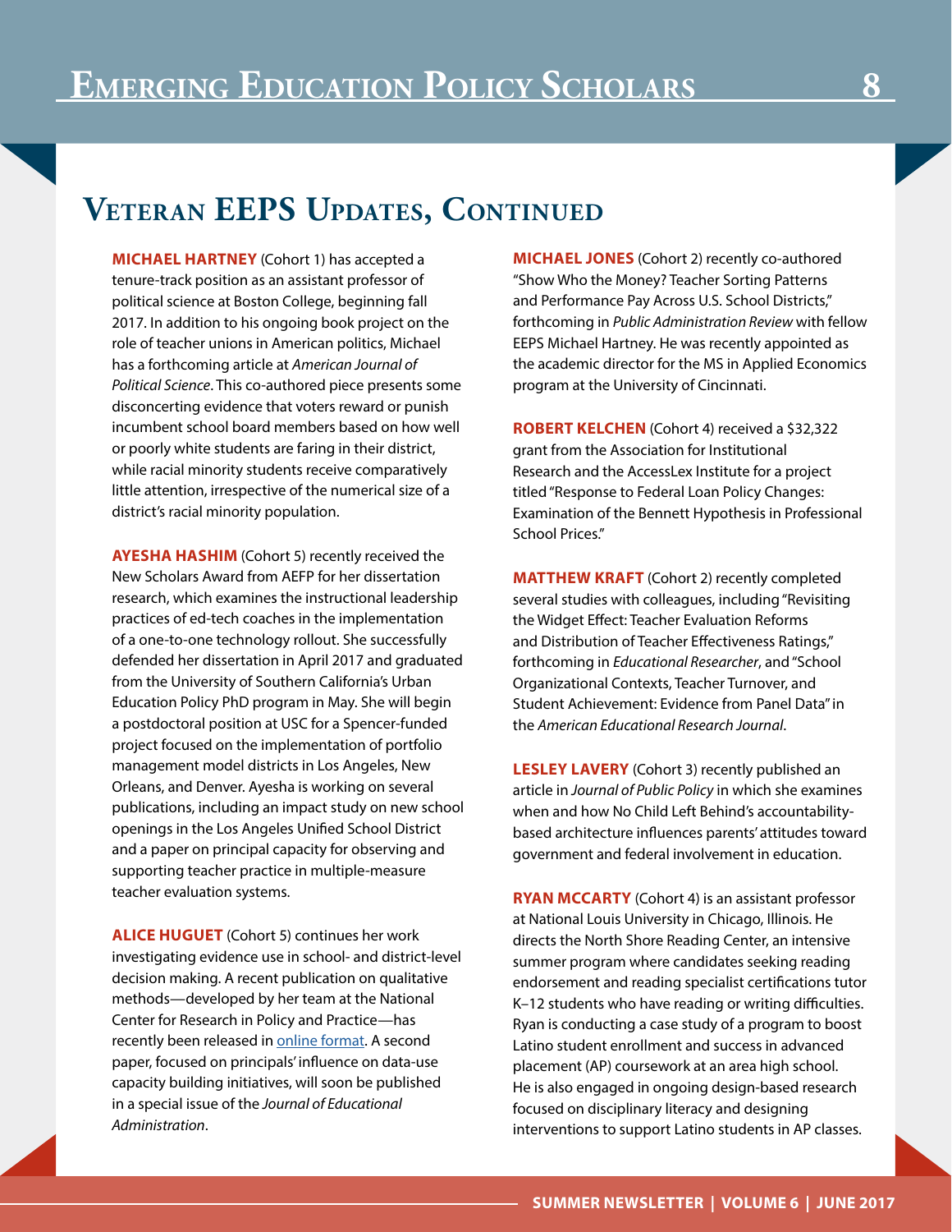## Veteran EEPS Updates, Continued

**MICHAEL HARTNEY** (Cohort 1) has accepted a tenure-track position as an assistant professor of political science at Boston College, beginning fall 2017. In addition to his ongoing book project on the role of teacher unions in American politics, Michael has a forthcoming article at *American Journal of Political Science*. This co-authored piece presents some disconcerting evidence that voters reward or punish incumbent school board members based on how well or poorly white students are faring in their district, while racial minority students receive comparatively little attention, irrespective of the numerical size of a district's racial minority population.

**AYESHA HASHIM** (Cohort 5) recently received the New Scholars Award from AEFP for her dissertation research, which examines the instructional leadership practices of ed-tech coaches in the implementation of a one-to-one technology rollout. She successfully defended her dissertation in April 2017 and graduated from the University of Southern California's Urban Education Policy PhD program in May. She will begin a postdoctoral position at USC for a Spencer-funded project focused on the implementation of portfolio management model districts in Los Angeles, New Orleans, and Denver. Ayesha is working on several publications, including an impact study on new school openings in the Los Angeles Unified School District and a paper on principal capacity for observing and supporting teacher practice in multiple-measure teacher evaluation systems.

**ALICE HUGUET** (Cohort 5) continues her work investigating evidence use in school- and district-level decision making. A recent publication on qualitative methods—developed by her team at the National Center for Research in Policy and Practice—has recently been released in online format. A second paper, focused on principals' influence on data-use capacity building initiatives, will soon be published in a special issue of the *Journal of Educational Administration*.

**MICHAEL JONES** (Cohort 2) recently co-authored "Show Who the Money? Teacher Sorting Patterns and Performance Pay Across U.S. School Districts," forthcoming in *Public Administration Review* with fellow EEPS Michael Hartney. He was recently appointed as the academic director for the MS in Applied Economics program at the University of Cincinnati.

**ROBERT KELCHEN** (Cohort 4) received a $32,322 grant from the Association for Institutional Research and the AccessLex Institute for a project titled "Response to Federal Loan Policy Changes: Examination of the Bennett Hypothesis in Professional School Prices."

**MATTHEW KRAFT** (Cohort 2) recently completed several studies with colleagues, including "Revisiting the Widget Effect: Teacher Evaluation Reforms and Distribution of Teacher Effectiveness Ratings," forthcoming in *Educational Researcher*, and "School Organizational Contexts, Teacher Turnover, and Student Achievement: Evidence from Panel Data" in the *American Educational Research Journal*.

**LESLEY LAVERY** (Cohort 3) recently published an article in *Journal of Public Policy* in which she examines when and how No Child Left Behind's accountability-based architecture influences parents' attitudes toward government and federal involvement in education.

**RYAN MCCARTY** (Cohort 4) is an assistant professor at National Louis University in Chicago, Illinois. He directs the North Shore Reading Center, an intensive summer program where candidates seeking reading endorsement and reading specialist certifications tutor K–12 students who have reading or writing difficulties. Ryan is conducting a case study of a program to boost Latino student enrollment and success in advanced placement (AP) coursework at an area high school. He is also engaged in ongoing design-based research focused on disciplinary literacy and designing interventions to support Latino students in AP classes.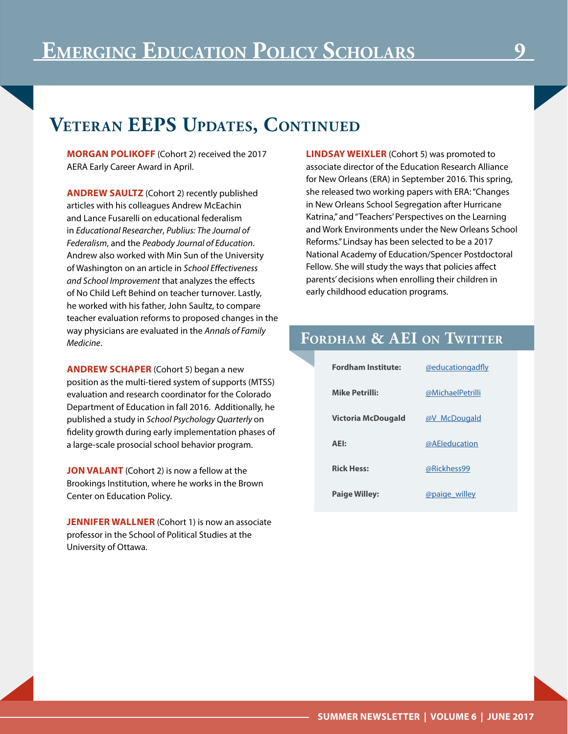## Veteran EEPS Updates, Continued

**MORGAN POLIKOFF** (Cohort 2) received the 2017 AERA Early Career Award in April.

**ANDREW SAULTZ** (Cohort 2) recently published articles with his colleagues Andrew McEachin and Lance Fusarelli on educational federalism in *Educational Researcher*, *Publius: The Journal of Federalism*, and the *Peabody Journal of Education*. Andrew also worked with Min Sun of the University of Washington on an article in *School Effectiveness and School Improvement* that analyzes the effects of No Child Left Behind on teacher turnover. Lastly, he worked with his father, John Saultz, to compare teacher evaluation reforms to proposed changes in the way physicians are evaluated in the *Annals of Family Medicine*.

**ANDREW SCHAPER** (Cohort 5) began a new position as the multi-tiered system of supports (MTSS) evaluation and research coordinator for the Colorado Department of Education in fall 2016. Additionally, he published a study in *School Psychology Quarterly* on fidelity growth during early implementation phases of a large-scale prosocial school behavior program.

**JON VALANT** (Cohort 2) is now a fellow at the Brookings Institution, where he works in the Brown Center on Education Policy.

**JENNIFER WALLNER** (Cohort 1) is now an associate professor in the School of Political Studies at the University of Ottawa.

**LINDSAY WEIXLER** (Cohort 5) was promoted to associate director of the Education Research Alliance for New Orleans (ERA) in September 2016. This spring, she released two working papers with ERA: "Changes in New Orleans School Segregation after Hurricane Katrina," and "Teachers' Perspectives on the Learning and Work Environments under the New Orleans School Reforms." Lindsay has been selected to be a 2017 National Academy of Education/Spencer Postdoctoral Fellow. She will study the ways that policies affect parents' decisions when enrolling their children in early childhood education programs.

## Fordham & AEI on Twitter

| | |
|---|---|
| **Fordham Institute:** | @educationgadfly |
| **Mike Petrilli:** | @MichaelPetrilli |
| **Victoria McDougald** | @V_McDougald |
| **AEI:** | @AEIeducation |
| **Rick Hess:** | @Rickhess99 |
| **Paige Willey:** | @paige_willey |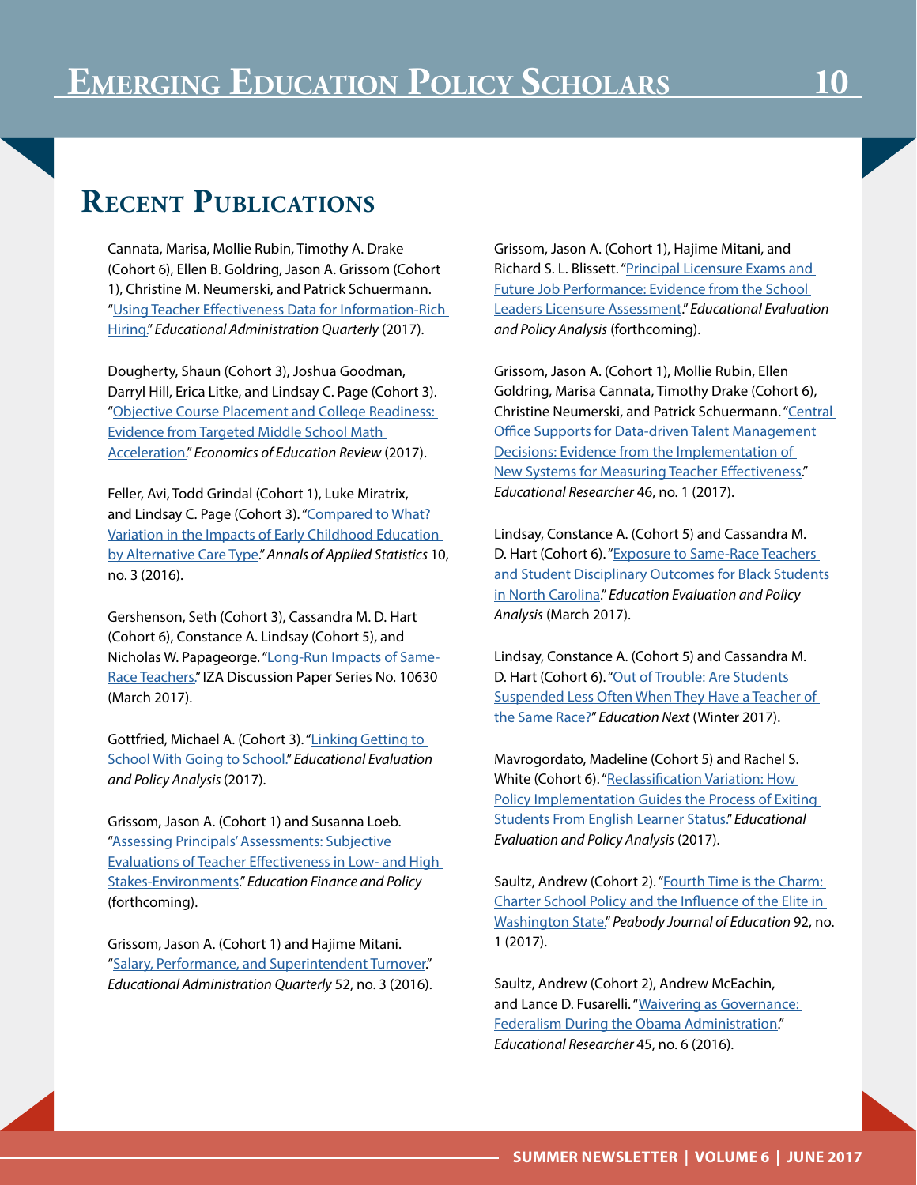# Recent Publications

Cannata, Marisa, Mollie Rubin, Timothy A. Drake (Cohort 6), Ellen B. Goldring, Jason A. Grissom (Cohort 1), Christine M. Neumerski, and Patrick Schuermann. "Using Teacher Effectiveness Data for Information-Rich Hiring." *Educational Administration Quarterly* (2017).

Dougherty, Shaun (Cohort 3), Joshua Goodman, Darryl Hill, Erica Litke, and Lindsay C. Page (Cohort 3). "Objective Course Placement and College Readiness: Evidence from Targeted Middle School Math Acceleration." *Economics of Education Review* (2017).

Feller, Avi, Todd Grindal (Cohort 1), Luke Miratrix, and Lindsay C. Page (Cohort 3). "Compared to What? Variation in the Impacts of Early Childhood Education by Alternative Care Type." *Annals of Applied Statistics* 10, no. 3 (2016).

Gershenson, Seth (Cohort 3), Cassandra M. D. Hart (Cohort 6), Constance A. Lindsay (Cohort 5), and Nicholas W. Papageorge. "Long-Run Impacts of Same-Race Teachers." IZA Discussion Paper Series No. 10630 (March 2017).

Gottfried, Michael A. (Cohort 3). "Linking Getting to School With Going to School." *Educational Evaluation and Policy Analysis* (2017).

Grissom, Jason A. (Cohort 1) and Susanna Loeb. "Assessing Principals' Assessments: Subjective Evaluations of Teacher Effectiveness in Low- and High Stakes-Environments." *Education Finance and Policy* (forthcoming).

Grissom, Jason A. (Cohort 1) and Hajime Mitani. "Salary, Performance, and Superintendent Turnover." *Educational Administration Quarterly* 52, no. 3 (2016).

Grissom, Jason A. (Cohort 1), Hajime Mitani, and Richard S. L. Blissett. "Principal Licensure Exams and Future Job Performance: Evidence from the School Leaders Licensure Assessment." *Educational Evaluation and Policy Analysis* (forthcoming).

Grissom, Jason A. (Cohort 1), Mollie Rubin, Ellen Goldring, Marisa Cannata, Timothy Drake (Cohort 6), Christine Neumerski, and Patrick Schuermann. "Central Office Supports for Data-driven Talent Management Decisions: Evidence from the Implementation of New Systems for Measuring Teacher Effectiveness." *Educational Researcher* 46, no. 1 (2017).

Lindsay, Constance A. (Cohort 5) and Cassandra M. D. Hart (Cohort 6). "Exposure to Same-Race Teachers and Student Disciplinary Outcomes for Black Students in North Carolina." *Education Evaluation and Policy Analysis* (March 2017).

Lindsay, Constance A. (Cohort 5) and Cassandra M. D. Hart (Cohort 6). "Out of Trouble: Are Students Suspended Less Often When They Have a Teacher of the Same Race?" *Education Next* (Winter 2017).

Mavrogordato, Madeline (Cohort 5) and Rachel S. White (Cohort 6). "Reclassification Variation: How Policy Implementation Guides the Process of Exiting Students From English Learner Status." *Educational Evaluation and Policy Analysis* (2017).

Saultz, Andrew (Cohort 2). "Fourth Time is the Charm: Charter School Policy and the Influence of the Elite in Washington State." *Peabody Journal of Education* 92, no. 1 (2017).

Saultz, Andrew (Cohort 2), Andrew McEachin, and Lance D. Fusarelli. "Waivering as Governance: Federalism During the Obama Administration." *Educational Researcher* 45, no. 6 (2016).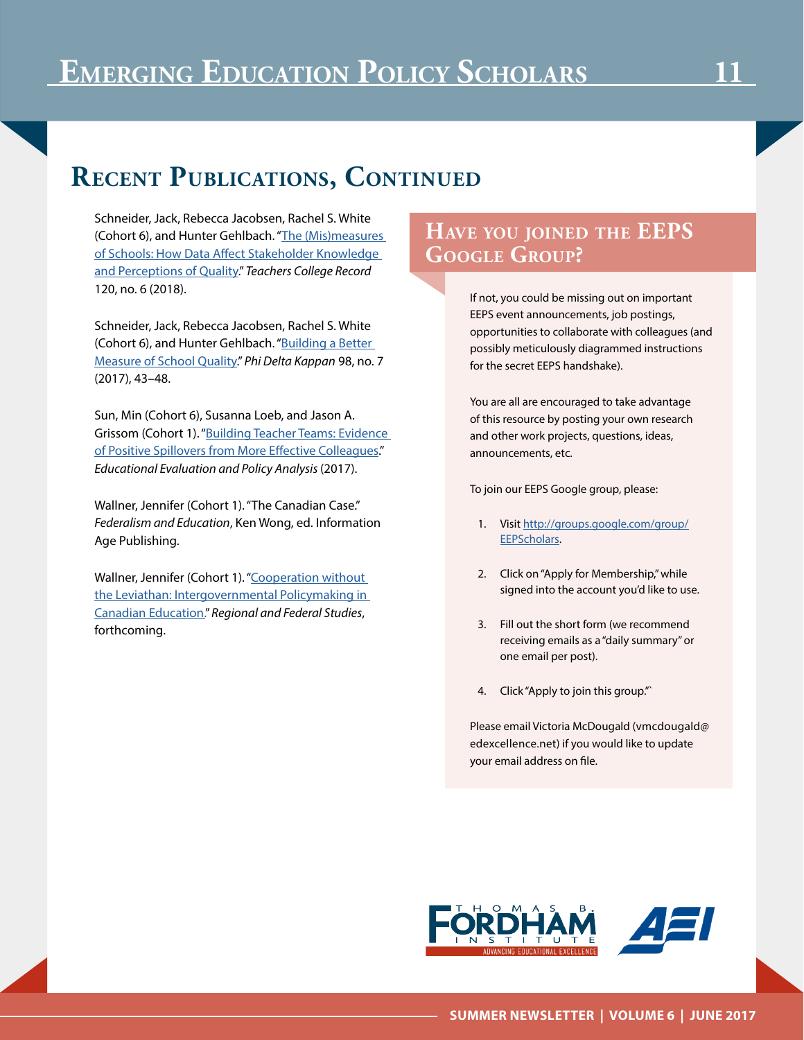## Recent Publications, Continued

Schneider, Jack, Rebecca Jacobsen, Rachel S. White (Cohort 6), and Hunter Gehlbach. "The (Mis)measures of Schools: How Data Affect Stakeholder Knowledge and Perceptions of Quality." *Teachers College Record* 120, no. 6 (2018).

Schneider, Jack, Rebecca Jacobsen, Rachel S. White (Cohort 6), and Hunter Gehlbach. "Building a Better Measure of School Quality." *Phi Delta Kappan* 98, no. 7 (2017), 43–48.

Sun, Min (Cohort 6), Susanna Loeb, and Jason A. Grissom (Cohort 1). "Building Teacher Teams: Evidence of Positive Spillovers from More Effective Colleagues." *Educational Evaluation and Policy Analysis* (2017).

Wallner, Jennifer (Cohort 1). "The Canadian Case." *Federalism and Education*, Ken Wong, ed. Information Age Publishing.

Wallner, Jennifer (Cohort 1). "Cooperation without the Leviathan: Intergovernmental Policymaking in Canadian Education." *Regional and Federal Studies*, forthcoming.

## Have you joined the EEPS Google Group?

If not, you could be missing out on important EEPS event announcements, job postings, opportunities to collaborate with colleagues (and possibly meticulously diagrammed instructions for the secret EEPS handshake).

You are all are encouraged to take advantage of this resource by posting your own research and other work projects, questions, ideas, announcements, etc.

To join our EEPS Google group, please:

1. Visit http://groups.google.com/group/EEPScholars.
2. Click on "Apply for Membership," while signed into the account you'd like to use.
3. Fill out the short form (we recommend receiving emails as a "daily summary" or one email per post).
4. Click "Apply to join this group."`

Please email Victoria McDougald (vmcdougald@edexcellence.net) if you would like to update your email address on file.